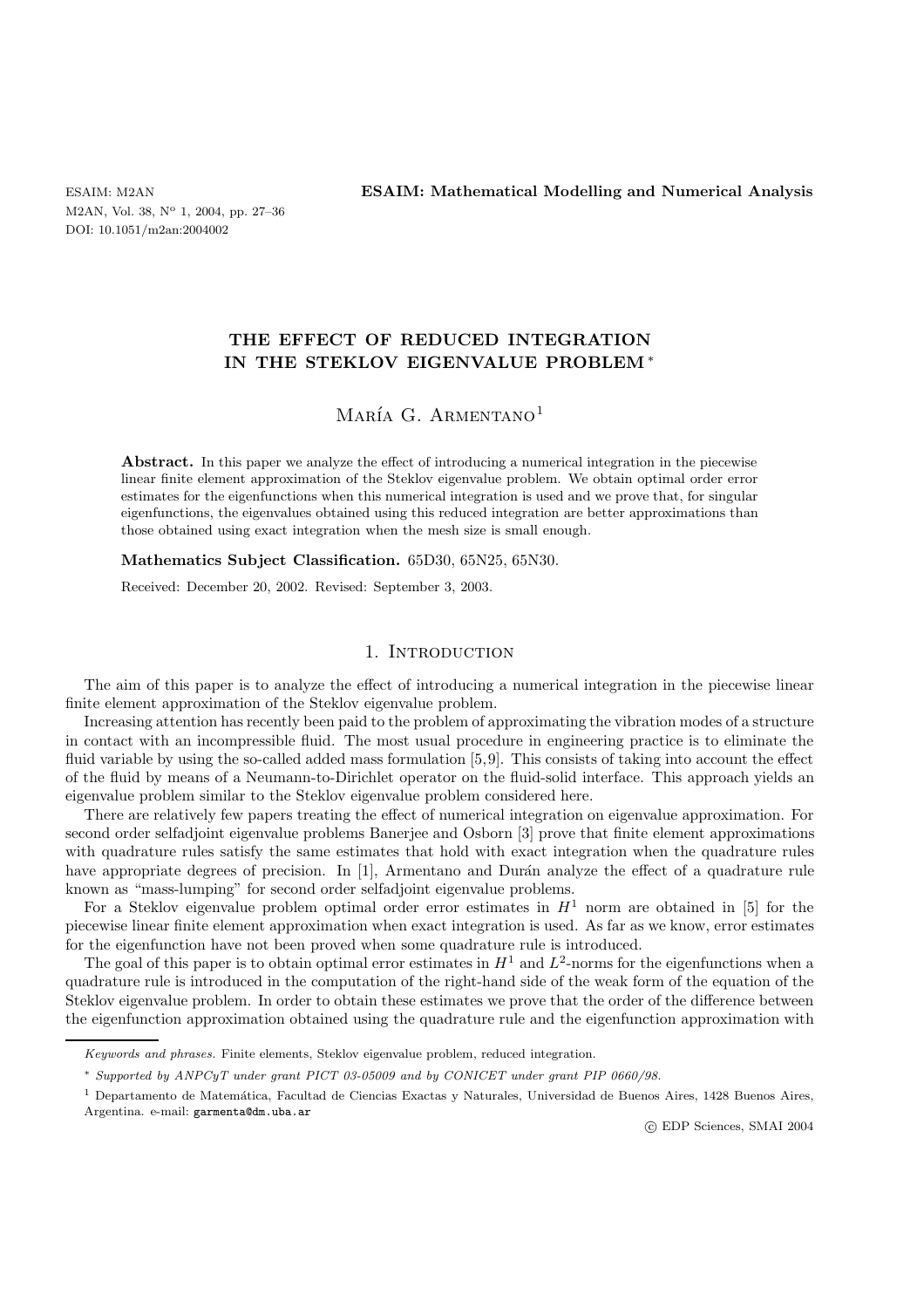# THE EFFECT OF REDUCED INTEGRATION IN THE STEKLOV EIGENVALUE PROBLEM *

María G. Armentano [1]

**Abstract.** In this paper we analyze the effect of introducing a numerical integration in the piecewise linear finite element approximation of the Steklov eigenvalue problem. We obtain optimal order error estimates for the eigenfunctions when this numerical integration is used and we prove that, for singular eigenfunctions, the eigenvalues obtained using this reduced integration are better approximations than those obtained using exact integration when the mesh size is small enough.

**Mathematics Subject Classification.** 65D30, 65N25, 65N30.

Received: December 20, 2002. Revised: September 3, 2003.

## 1. Introduction

The aim of this paper is to analyze the effect of introducing a numerical integration in the piecewise linear finite element approximation of the Steklov eigenvalue problem.

Increasing attention has recently been paid to the problem of approximating the vibration modes of a structure in contact with an incompressible fluid. The most usual procedure in engineering practice is to eliminate the fluid variable by using the so-called added mass formulation [5,9]. This consists of taking into account the effect of the fluid by means of a Neumann-to-Dirichlet operator on the fluid-solid interface. This approach yields an eigenvalue problem similar to the Steklov eigenvalue problem considered here.

There are relatively few papers treating the effect of numerical integration on eigenvalue approximation. For second order selfadjoint eigenvalue problems Banerjee and Osborn [3] prove that finite element approximations with quadrature rules satisfy the same estimates that hold with exact integration when the quadrature rules have appropriate degrees of precision. In [1], Armentano and Durán analyze the effect of a quadrature rule known as "mass-lumping" for second order selfadjoint eigenvalue problems.

For a Steklov eigenvalue problem optimal order error estimates in $H^1$ norm are obtained in [5] for the piecewise linear finite element approximation when exact integration is used. As far as we know, error estimates for the eigenfunction have not been proved when some quadrature rule is introduced.

The goal of this paper is to obtain optimal error estimates in $H^1$ and $L^2$-norms for the eigenfunctions when a quadrature rule is introduced in the computation of the right-hand side of the weak form of the equation of the Steklov eigenvalue problem. In order to obtain these estimates we prove that the order of the difference between the eigenfunction approximation obtained using the quadrature rule and the eigenfunction approximation with

---

*Keywords and phrases.* Finite elements, Steklov eigenvalue problem, reduced integration.

\* *Supported by ANPCyT under grant PICT 03-05009 and by CONICET under grant PIP 0660/98.*

[1] Departamento de Matemática, Facultad de Ciencias Exactas y Naturales, Universidad de Buenos Aires, 1428 Buenos Aires, Argentina. e-mail: garmenta@dm.uba.ar

© EDP Sciences, SMAI 2004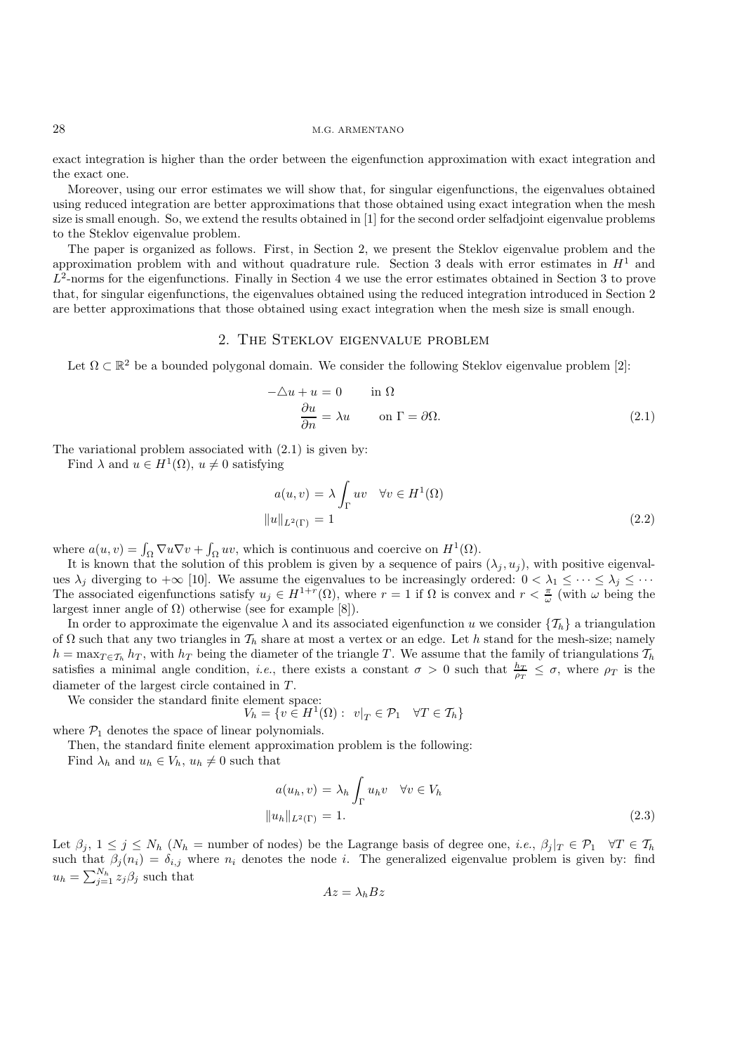exact integration is higher than the order between the eigenfunction approximation with exact integration and the exact one.

Moreover, using our error estimates we will show that, for singular eigenfunctions, the eigenvalues obtained using reduced integration are better approximations that those obtained using exact integration when the mesh size is small enough. So, we extend the results obtained in [1] for the second order selfadjoint eigenvalue problems to the Steklov eigenvalue problem.

The paper is organized as follows. First, in Section 2, we present the Steklov eigenvalue problem and the approximation problem with and without quadrature rule. Section 3 deals with error estimates in $H^1$ and $L^2$-norms for the eigenfunctions. Finally in Section 4 we use the error estimates obtained in Section 3 to prove that, for singular eigenfunctions, the eigenvalues obtained using the reduced integration introduced in Section 2 are better approximations that those obtained using exact integration when the mesh size is small enough.

## 2. The Steklov eigenvalue problem

Let $\Omega \subset \mathbb{R}^2$ be a bounded polygonal domain. We consider the following Steklov eigenvalue problem [2]:

$$
\begin{aligned}
-\triangle u + u &= 0 \qquad \text{in } \Omega \\
\frac{\partial u}{\partial n} &= \lambda u \qquad \text{on } \Gamma = \partial\Omega.
\end{aligned}
\tag{2.1}
$$

The variational problem associated with (2.1) is given by:

Find $\lambda$ and $u \in H^1(\Omega)$, $u \neq 0$ satisfying

$$
\begin{aligned}
a(u, v) &= \lambda \int_\Gamma uv \quad \forall v \in H^1(\Omega) \\
\|u\|_{L^2(\Gamma)} &= 1
\end{aligned}
\tag{2.2}
$$

where $a(u, v) = \int_\Omega \nabla u \nabla v + \int_\Omega uv$, which is continuous and coercive on $H^1(\Omega)$.

It is known that the solution of this problem is given by a sequence of pairs $(\lambda_j, u_j)$, with positive eigenvalues $\lambda_j$ diverging to $+\infty$ [10]. We assume the eigenvalues to be increasingly ordered: $0 < \lambda_1 \leq \cdots \leq \lambda_j \leq \cdots$ The associated eigenfunctions satisfy $u_j \in H^{1+r}(\Omega)$, where $r = 1$ if $\Omega$ is convex and $r < \frac{\pi}{\omega}$ (with $\omega$ being the largest inner angle of $\Omega$) otherwise (see for example [8]).

In order to approximate the eigenvalue $\lambda$ and its associated eigenfunction $u$ we consider $\{\mathcal{T}_h\}$ a triangulation of $\Omega$ such that any two triangles in $\mathcal{T}_h$ share at most a vertex or an edge. Let $h$ stand for the mesh-size; namely $h = \max_{T \in \mathcal{T}_h} h_T$, with $h_T$ being the diameter of the triangle $T$. We assume that the family of triangulations $\mathcal{T}_h$ satisfies a minimal angle condition, *i.e.*, there exists a constant $\sigma > 0$ such that $\frac{h_T}{\rho_T} \leq \sigma$, where $\rho_T$ is the diameter of the largest circle contained in $T$.

We consider the standard finite element space:

$$
V_h = \{v \in H^1(\Omega) : \; v|_T \in \mathcal{P}_1 \quad \forall T \in \mathcal{T}_h\}
$$

where $\mathcal{P}_1$ denotes the space of linear polynomials.

Then, the standard finite element approximation problem is the following:

Find $\lambda_h$ and $u_h \in V_h$, $u_h \neq 0$ such that

$$
\begin{aligned}
a(u_h, v) &= \lambda_h \int_\Gamma u_h v \quad \forall v \in V_h \\
\|u_h\|_{L^2(\Gamma)} &= 1.
\end{aligned}
\tag{2.3}
$$

Let $\beta_j$, $1 \leq j \leq N_h$ ($N_h$ = number of nodes) be the Lagrange basis of degree one, *i.e.*, $\beta_j|_T \in \mathcal{P}_1 \quad \forall T \in \mathcal{T}_h$ such that $\beta_j(n_i) = \delta_{i,j}$ where $n_i$ denotes the node $i$. The generalized eigenvalue problem is given by: find $u_h = \sum_{j=1}^{N_h} z_j \beta_j$ such that

$$
Az = \lambda_h B z
$$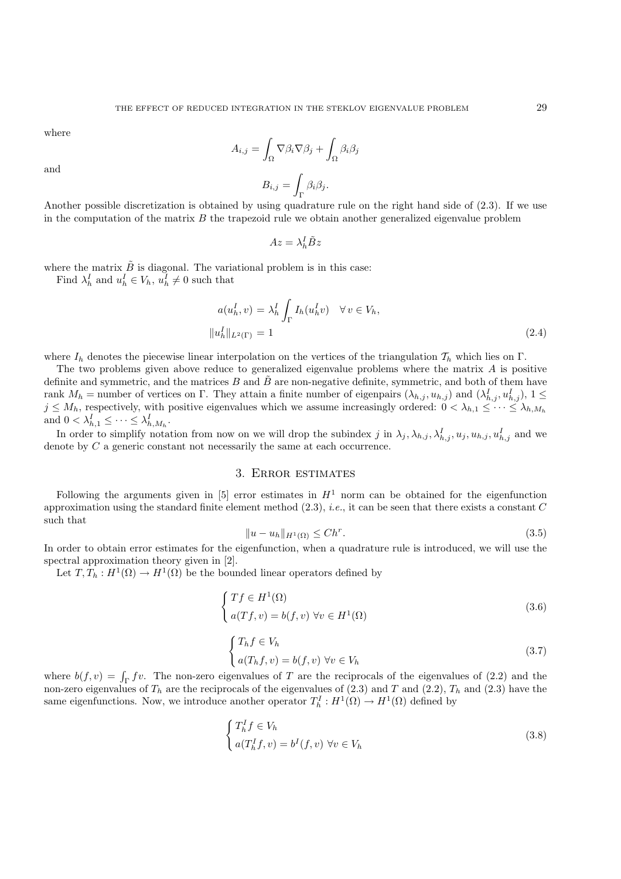where

$$A_{i,j} = \int_\Omega \nabla\beta_i \nabla\beta_j + \int_\Omega \beta_i\beta_j$$

and

$$B_{i,j} = \int_\Gamma \beta_i\beta_j.$$

Another possible discretization is obtained by using quadrature rule on the right hand side of (2.3). If we use in the computation of the matrix $B$ the trapezoid rule we obtain another generalized eigenvalue problem

$$Az = \lambda_h^I \tilde{B} z$$

where the matrix $\tilde{B}$ is diagonal. The variational problem is in this case:

Find $\lambda_h^I$ and $u_h^I \in V_h$, $u_h^I \neq 0$ such that

$$\begin{aligned} a(u_h^I, v) &= \lambda_h^I \int_\Gamma I_h(u_h^I v) \quad \forall\, v \in V_h, \\ \|u_h^I\|_{L^2(\Gamma)} &= 1 \end{aligned} \tag{2.4}$$

where $I_h$ denotes the piecewise linear interpolation on the vertices of the triangulation $\mathcal{T}_h$ which lies on $\Gamma$.

The two problems given above reduce to generalized eigenvalue problems where the matrix $A$ is positive definite and symmetric, and the matrices $B$ and $\tilde{B}$ are non-negative definite, symmetric, and both of them have rank $M_h$ = number of vertices on $\Gamma$. They attain a finite number of eigenpairs $(\lambda_{h,j}, u_{h,j})$ and $(\lambda_{h,j}^I, u_{h,j}^I)$, $1 \leq j \leq M_h$, respectively, with positive eigenvalues which we assume increasingly ordered: $0 < \lambda_{h,1} \leq \cdots \leq \lambda_{h,M_h}$ and $0 < \lambda_{h,1}^I \leq \cdots \leq \lambda_{h,M_h}^I$.

In order to simplify notation from now on we will drop the subindex $j$ in $\lambda_j, \lambda_{h,j}, \lambda_{h,j}^I, u_j, u_{h,j}, u_{h,j}^I$ and we denote by $C$ a generic constant not necessarily the same at each occurrence.

## 3. Error estimates

Following the arguments given in [5] error estimates in $H^1$ norm can be obtained for the eigenfunction approximation using the standard finite element method (2.3), *i.e.*, it can be seen that there exists a constant $C$ such that

$$\|u - u_h\|_{H^1(\Omega)} \leq Ch^r. \tag{3.5}$$

In order to obtain error estimates for the eigenfunction, when a quadrature rule is introduced, we will use the spectral approximation theory given in [2].

Let $T, T_h : H^1(\Omega) \to H^1(\Omega)$ be the bounded linear operators defined by

$$\begin{cases} Tf \in H^1(\Omega) \\ a(Tf, v) = b(f, v) \ \forall v \in H^1(\Omega) \end{cases} \tag{3.6}$$

$$\begin{cases} T_h f \in V_h \\ a(T_h f, v) = b(f, v) \ \forall v \in V_h \end{cases} \tag{3.7}$$

where $b(f, v) = \int_\Gamma fv$. The non-zero eigenvalues of $T$ are the reciprocals of the eigenvalues of (2.2) and the non-zero eigenvalues of $T_h$ are the reciprocals of the eigenvalues of (2.3) and $T$ and (2.2), $T_h$ and (2.3) have the same eigenfunctions. Now, we introduce another operator $T_h^I : H^1(\Omega) \to H^1(\Omega)$ defined by

$$\begin{cases} T_h^I f \in V_h \\ a(T_h^I f, v) = b^I(f, v) \ \forall v \in V_h \end{cases} \tag{3.8}$$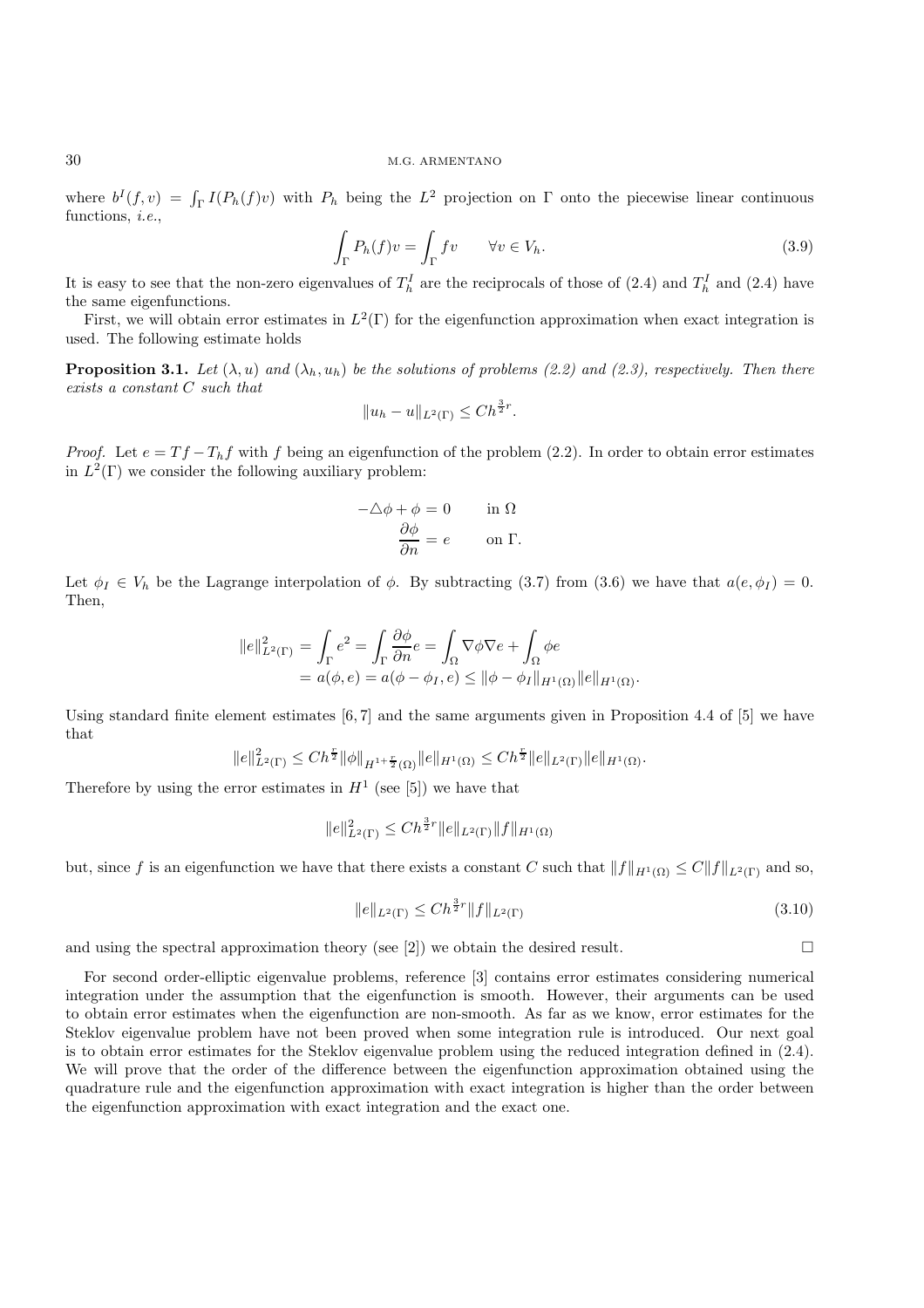where $b^I(f,v) = \int_\Gamma I(P_h(f)v)$ with $P_h$ being the $L^2$ projection on $\Gamma$ onto the piecewise linear continuous functions, *i.e.*,

$$\int_\Gamma P_h(f)v = \int_\Gamma fv \qquad \forall v \in V_h. \tag{3.9}$$

It is easy to see that the non-zero eigenvalues of $T_h^I$ are the reciprocals of those of (2.4) and $T_h^I$ and (2.4) have the same eigenfunctions.

First, we will obtain error estimates in $L^2(\Gamma)$ for the eigenfunction approximation when exact integration is used. The following estimate holds

**Proposition 3.1.** *Let $(\lambda, u)$ and $(\lambda_h, u_h)$ be the solutions of problems (2.2) and (2.3), respectively. Then there exists a constant $C$ such that*

$$\|u_h - u\|_{L^2(\Gamma)} \leq Ch^{\frac{3}{2}r}.$$

*Proof.* Let $e = Tf - T_h f$ with $f$ being an eigenfunction of the problem (2.2). In order to obtain error estimates in $L^2(\Gamma)$ we consider the following auxiliary problem:

$$\begin{aligned} -\triangle\phi + \phi &= 0 \qquad \text{in } \Omega \\ \frac{\partial \phi}{\partial n} &= e \qquad \text{on } \Gamma. \end{aligned}$$

Let $\phi_I \in V_h$ be the Lagrange interpolation of $\phi$. By subtracting (3.7) from (3.6) we have that $a(e, \phi_I) = 0$. Then,

$$\begin{aligned} \|e\|^2_{L^2(\Gamma)} &= \int_\Gamma e^2 = \int_\Gamma \frac{\partial \phi}{\partial n} e = \int_\Omega \nabla\phi\nabla e + \int_\Omega \phi e \\ &= a(\phi, e) = a(\phi - \phi_I, e) \leq \|\phi - \phi_I\|_{H^1(\Omega)} \|e\|_{H^1(\Omega)}. \end{aligned}$$

Using standard finite element estimates [6,7] and the same arguments given in Proposition 4.4 of [5] we have that

$$\|e\|^2_{L^2(\Gamma)} \leq Ch^{\frac{r}{2}} \|\phi\|_{H^{1+\frac{r}{2}}(\Omega)} \|e\|_{H^1(\Omega)} \leq Ch^{\frac{r}{2}} \|e\|_{L^2(\Gamma)} \|e\|_{H^1(\Omega)}.$$

Therefore by using the error estimates in $H^1$ (see [5]) we have that

$$\|e\|^2_{L^2(\Gamma)} \leq Ch^{\frac{3}{2}r} \|e\|_{L^2(\Gamma)} \|f\|_{H^1(\Omega)}$$

but, since $f$ is an eigenfunction we have that there exists a constant $C$ such that $\|f\|_{H^1(\Omega)} \leq C\|f\|_{L^2(\Gamma)}$ and so,

$$\|e\|_{L^2(\Gamma)} \leq Ch^{\frac{3}{2}r} \|f\|_{L^2(\Gamma)} \tag{3.10}$$

and using the spectral approximation theory (see [2]) we obtain the desired result. $\square$

For second order-elliptic eigenvalue problems, reference [3] contains error estimates considering numerical integration under the assumption that the eigenfunction is smooth. However, their arguments can be used to obtain error estimates when the eigenfunction are non-smooth. As far as we know, error estimates for the Steklov eigenvalue problem have not been proved when some integration rule is introduced. Our next goal is to obtain error estimates for the Steklov eigenvalue problem using the reduced integration defined in (2.4). We will prove that the order of the difference between the eigenfunction approximation obtained using the quadrature rule and the eigenfunction approximation with exact integration is higher than the order between the eigenfunction approximation with exact integration and the exact one.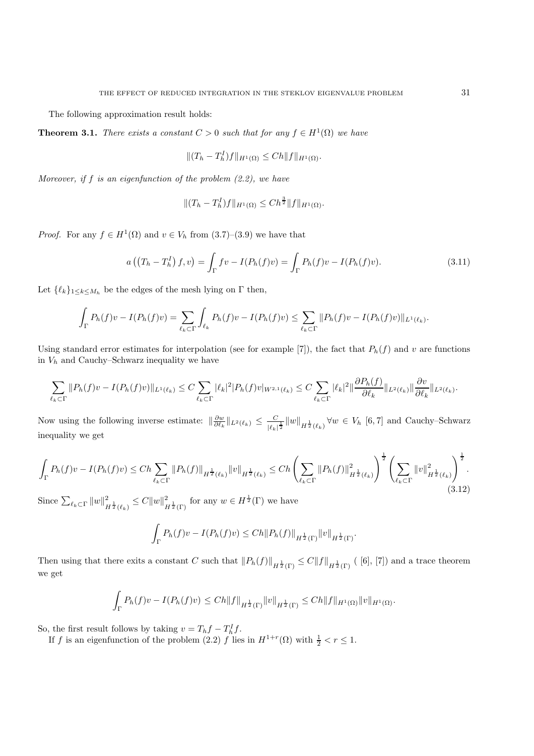The following approximation result holds:

**Theorem 3.1.** *There exists a constant $C > 0$ such that for any $f \in H^1(\Omega)$ we have*

$$\|(T_h - T_h^I)f\|_{H^1(\Omega)} \leq Ch\|f\|_{H^1(\Omega)}.$$

*Moreover, if $f$ is an eigenfunction of the problem (2.2), we have*

$$\|(T_h - T_h^I)f\|_{H^1(\Omega)} \leq Ch^{\frac{3}{2}}\|f\|_{H^1(\Omega)}.$$

*Proof.* For any $f \in H^1(\Omega)$ and $v \in V_h$ from (3.7)–(3.9) we have that

$$a\left(\left(T_h - T_h^I\right)f, v\right) = \int_\Gamma fv - I(P_h(f)v) = \int_\Gamma P_h(f)v - I(P_h(f)v). \tag{3.11}$$

Let $\{\ell_k\}_{1\leq k\leq M_h}$ be the edges of the mesh lying on $\Gamma$ then,

$$\int_\Gamma P_h(f)v - I(P_h(f)v) = \sum_{\ell_k\subset\Gamma}\int_{\ell_k} P_h(f)v - I(P_h(f)v) \leq \sum_{\ell_k\subset\Gamma}\|P_h(f)v - I(P_h(f)v)\|_{L^1(\ell_k)}.$$

Using standard error estimates for interpolation (see for example [7]), the fact that $P_h(f)$ and $v$ are functions in $V_h$ and Cauchy–Schwarz inequality we have

$$\sum_{\ell_k\subset\Gamma}\|P_h(f)v - I(P_h(f)v)\|_{L^1(\ell_k)} \leq C\sum_{\ell_k\subset\Gamma}|\ell_k|^2|P_h(f)v|_{W^{2,1}(\ell_k)} \leq C\sum_{\ell_k\subset\Gamma}|\ell_k|^2\|\frac{\partial P_h(f)}{\partial\ell_k}\|_{L^2(\ell_k)}\|\frac{\partial v}{\partial\ell_k}\|_{L^2(\ell_k)}.$$

Now using the following inverse estimate: $\|\frac{\partial w}{\partial\ell_k}\|_{L^2(\ell_k)} \leq \frac{C}{|\ell_k|^{\frac{1}{2}}}\|w\|_{H^{\frac{1}{2}}(\ell_k)}\ \forall w \in V_h$ [6, 7] and Cauchy–Schwarz inequality we get

$$\int_\Gamma P_h(f)v - I(P_h(f)v) \leq Ch\sum_{\ell_k\subset\Gamma}\|P_h(f)\|_{H^{\frac{1}{2}}(\ell_k)}\|v\|_{H^{\frac{1}{2}}(\ell_k)} \leq Ch\left(\sum_{\ell_k\subset\Gamma}\|P_h(f)\|^2_{H^{\frac{1}{2}}(\ell_k)}\right)^{\frac{1}{2}}\left(\sum_{\ell_k\subset\Gamma}\|v\|^2_{H^{\frac{1}{2}}(\ell_k)}\right)^{\frac{1}{2}}. \tag{3.12}$$

Since $\sum_{\ell_k\subset\Gamma}\|w\|^2_{H^{\frac{1}{2}}(\ell_k)} \leq C\|w\|^2_{H^{\frac{1}{2}}(\Gamma)}$ for any $w \in H^{\frac{1}{2}}(\Gamma)$ we have

$$\int_\Gamma P_h(f)v - I(P_h(f)v) \leq Ch\|P_h(f)\|_{H^{\frac{1}{2}}(\Gamma)}\|v\|_{H^{\frac{1}{2}}(\Gamma)}.$$

Then using that there exits a constant $C$ such that $\|P_h(f)\|_{H^{\frac{1}{2}}(\Gamma)} \leq C\|f\|_{H^{\frac{1}{2}}(\Gamma)}$ ( [6], [7]) and a trace theorem we get

$$\int_\Gamma P_h(f)v - I(P_h(f)v) \leq Ch\|f\|_{H^{\frac{1}{2}}(\Gamma)}\|v\|_{H^{\frac{1}{2}}(\Gamma)} \leq Ch\|f\|_{H^1(\Omega)}\|v\|_{H^1(\Omega)}.$$

So, the first result follows by taking $v = T_hf - T_h^If$.

If $f$ is an eigenfunction of the problem (2.2) $f$ lies in $H^{1+r}(\Omega)$ with $\frac{1}{2} < r \leq 1$.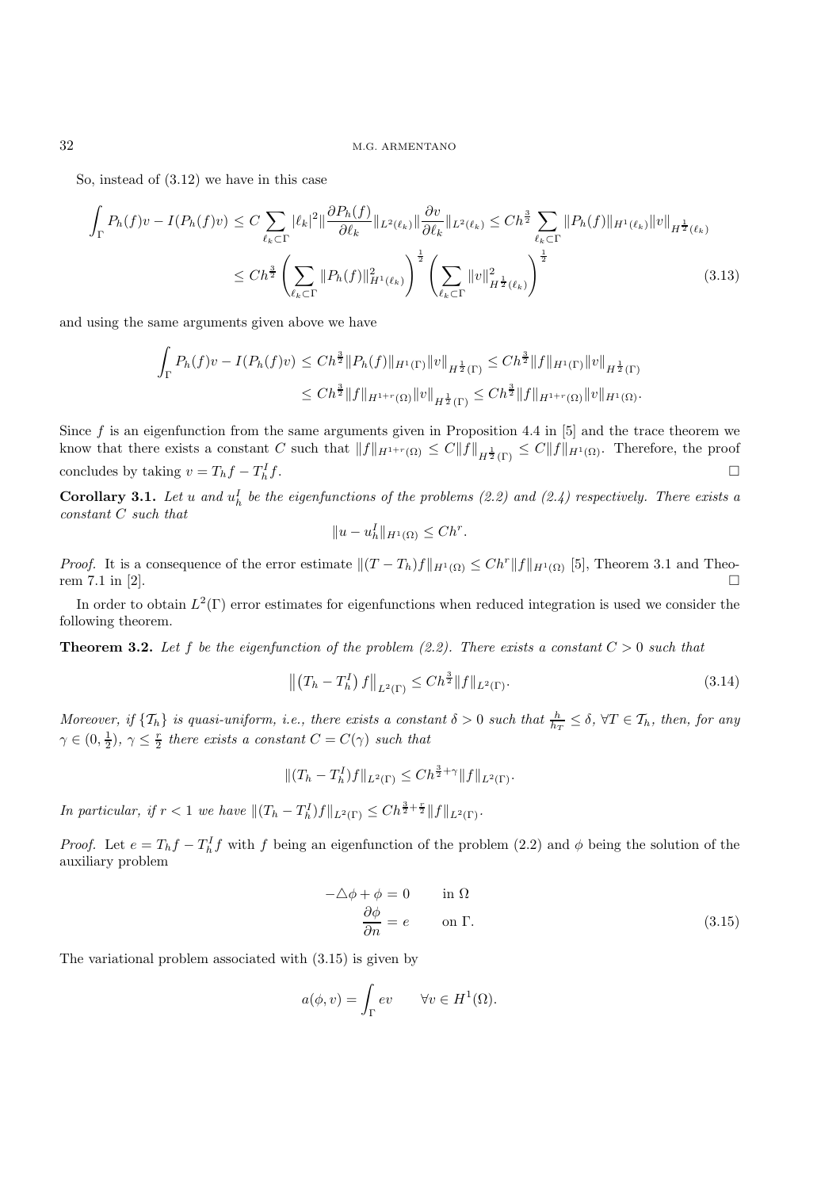So, instead of (3.12) we have in this case

$$\int_\Gamma P_h(f)v - I(P_h(f)v) \le C \sum_{\ell_k \subset \Gamma} |\ell_k|^2 \|\frac{\partial P_h(f)}{\partial \ell_k}\|_{L^2(\ell_k)} \|\frac{\partial v}{\partial \ell_k}\|_{L^2(\ell_k)} \le Ch^{\frac{3}{2}} \sum_{\ell_k \subset \Gamma} \|P_h(f)\|_{H^1(\ell_k)} \|v\|_{H^{\frac{1}{2}}(\ell_k)}$$
$$\le Ch^{\frac{3}{2}} \left( \sum_{\ell_k \subset \Gamma} \|P_h(f)\|^2_{H^1(\ell_k)} \right)^{\frac{1}{2}} \left( \sum_{\ell_k \subset \Gamma} \|v\|^2_{H^{\frac{1}{2}}(\ell_k)} \right)^{\frac{1}{2}} \tag{3.13}$$

and using the same arguments given above we have

$$\int_\Gamma P_h(f)v - I(P_h(f)v) \le Ch^{\frac{3}{2}} \|P_h(f)\|_{H^1(\Gamma)} \|v\|_{H^{\frac{1}{2}}(\Gamma)} \le Ch^{\frac{3}{2}} \|f\|_{H^1(\Gamma)} \|v\|_{H^{\frac{1}{2}}(\Gamma)}$$
$$\le Ch^{\frac{3}{2}} \|f\|_{H^{1+r}(\Omega)} \|v\|_{H^{\frac{1}{2}}(\Gamma)} \le Ch^{\frac{3}{2}} \|f\|_{H^{1+r}(\Omega)} \|v\|_{H^1(\Omega)}.$$

Since $f$ is an eigenfunction from the same arguments given in Proposition 4.4 in [5] and the trace theorem we know that there exists a constant $C$ such that $\|f\|_{H^{1+r}(\Omega)} \le C\|f\|_{H^{\frac{1}{2}}(\Gamma)} \le C\|f\|_{H^1(\Omega)}$. Therefore, the proof concludes by taking $v = T_h f - T_h^I f$. □

**Corollary 3.1.** *Let $u$ and $u_h^I$ be the eigenfunctions of the problems (2.2) and (2.4) respectively. There exists a constant $C$ such that*

$$\|u - u_h^I\|_{H^1(\Omega)} \le Ch^r.$$

*Proof.* It is a consequence of the error estimate $\|(T - T_h)f\|_{H^1(\Omega)} \le Ch^r \|f\|_{H^1(\Omega)}$ [5], Theorem 3.1 and Theorem 7.1 in [2]. □

In order to obtain $L^2(\Gamma)$ error estimates for eigenfunctions when reduced integration is used we consider the following theorem.

**Theorem 3.2.** *Let $f$ be the eigenfunction of the problem (2.2). There exists a constant $C > 0$ such that*

$$\left\| \left(T_h - T_h^I\right) f \right\|_{L^2(\Gamma)} \le Ch^{\frac{3}{2}} \|f\|_{L^2(\Gamma)}. \tag{3.14}$$

*Moreover, if $\{\mathcal{T}_h\}$ is quasi-uniform, i.e., there exists a constant $\delta > 0$ such that $\frac{h}{h_T} \le \delta$, $\forall T \in \mathcal{T}_h$, then, for any $\gamma \in (0, \frac{1}{2})$, $\gamma \le \frac{r}{2}$ there exists a constant $C = C(\gamma)$ such that*

$$\|(T_h - T_h^I)f\|_{L^2(\Gamma)} \le Ch^{\frac{3}{2}+\gamma} \|f\|_{L^2(\Gamma)}.$$

*In particular, if $r < 1$ we have $\|(T_h - T_h^I)f\|_{L^2(\Gamma)} \le Ch^{\frac{3}{2}+\frac{r}{2}} \|f\|_{L^2(\Gamma)}$.*

*Proof.* Let $e = T_h f - T_h^I f$ with $f$ being an eigenfunction of the problem (2.2) and $\phi$ being the solution of the auxiliary problem

$$\begin{aligned} -\triangle \phi + \phi &= 0 \qquad \text{in } \Omega \\ \frac{\partial \phi}{\partial n} &= e \qquad \text{on } \Gamma. \end{aligned} \tag{3.15}$$

The variational problem associated with (3.15) is given by

$$a(\phi, v) = \int_\Gamma ev \qquad \forall v \in H^1(\Omega).$$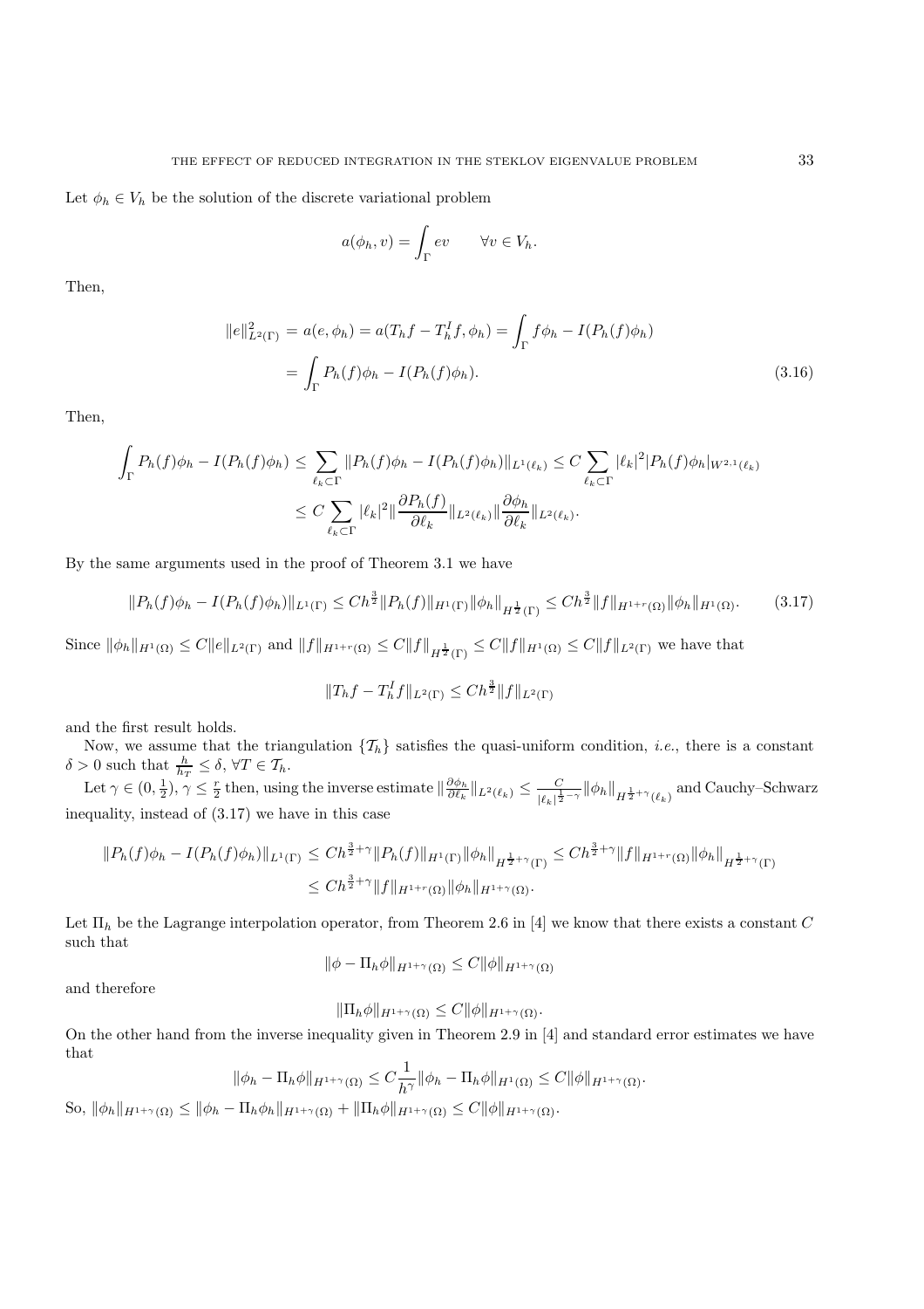Let $\phi_h \in V_h$ be the solution of the discrete variational problem

$$a(\phi_h, v) = \int_\Gamma ev \qquad \forall v \in V_h.$$

Then,

$$\begin{aligned}
\|e\|^2_{L^2(\Gamma)} &= a(e, \phi_h) = a(T_h f - T_h^I f, \phi_h) = \int_\Gamma f\phi_h - I(P_h(f)\phi_h) \\
&= \int_\Gamma P_h(f)\phi_h - I(P_h(f)\phi_h).
\end{aligned} \tag{3.16}$$

Then,

$$\begin{aligned}
\int_\Gamma P_h(f)\phi_h - I(P_h(f)\phi_h) &\le \sum_{\ell_k \subset \Gamma} \|P_h(f)\phi_h - I(P_h(f)\phi_h)\|_{L^1(\ell_k)} \le C \sum_{\ell_k \subset \Gamma} |\ell_k|^2 |P_h(f)\phi_h|_{W^{2,1}(\ell_k)} \\
&\le C \sum_{\ell_k \subset \Gamma} |\ell_k|^2 \|\frac{\partial P_h(f)}{\partial \ell_k}\|_{L^2(\ell_k)} \|\frac{\partial \phi_h}{\partial \ell_k}\|_{L^2(\ell_k)}.
\end{aligned}$$

By the same arguments used in the proof of Theorem 3.1 we have

$$\|P_h(f)\phi_h - I(P_h(f)\phi_h)\|_{L^1(\Gamma)} \le Ch^{\frac{3}{2}} \|P_h(f)\|_{H^1(\Gamma)} \|\phi_h\|_{H^{\frac{1}{2}}(\Gamma)} \le Ch^{\frac{3}{2}} \|f\|_{H^{1+r}(\Omega)} \|\phi_h\|_{H^1(\Omega)}. \tag{3.17}$$

Since $\|\phi_h\|_{H^1(\Omega)} \le C\|e\|_{L^2(\Gamma)}$ and $\|f\|_{H^{1+r}(\Omega)} \le C\|f\|_{H^{\frac{1}{2}}(\Gamma)} \le C\|f\|_{H^1(\Omega)} \le C\|f\|_{L^2(\Gamma)}$ we have that

$$\|T_h f - T_h^I f\|_{L^2(\Gamma)} \le Ch^{\frac{3}{2}} \|f\|_{L^2(\Gamma)}$$

and the first result holds.

Now, we assume that the triangulation $\{\mathcal{T}_h\}$ satisfies the quasi-uniform condition, *i.e.*, there is a constant $\delta > 0$ such that $\frac{h}{h_T} \le \delta$, $\forall T \in \mathcal{T}_h$.

Let $\gamma \in (0, \frac{1}{2})$, $\gamma \le \frac{r}{2}$ then, using the inverse estimate $\|\frac{\partial \phi_h}{\partial \ell_k}\|_{L^2(\ell_k)} \le \frac{C}{|\ell_k|^{\frac{1}{2}-\gamma}} \|\phi_h\|_{H^{\frac{1}{2}+\gamma}(\ell_k)}$ and Cauchy–Schwarz inequality, instead of (3.17) we have in this case

$$\begin{aligned}
\|P_h(f)\phi_h - I(P_h(f)\phi_h)\|_{L^1(\Gamma)} &\le Ch^{\frac{3}{2}+\gamma} \|P_h(f)\|_{H^1(\Gamma)} \|\phi_h\|_{H^{\frac{1}{2}+\gamma}(\Gamma)} \le Ch^{\frac{3}{2}+\gamma} \|f\|_{H^{1+r}(\Omega)} \|\phi_h\|_{H^{\frac{1}{2}+\gamma}(\Gamma)} \\
&\le Ch^{\frac{3}{2}+\gamma} \|f\|_{H^{1+r}(\Omega)} \|\phi_h\|_{H^{1+\gamma}(\Omega)}.
\end{aligned}$$

Let $\Pi_h$ be the Lagrange interpolation operator, from Theorem 2.6 in [4] we know that there exists a constant $C$ such that

$$\|\phi - \Pi_h \phi\|_{H^{1+\gamma}(\Omega)} \le C\|\phi\|_{H^{1+\gamma}(\Omega)}$$

and therefore

$$\|\Pi_h \phi\|_{H^{1+\gamma}(\Omega)} \le C\|\phi\|_{H^{1+\gamma}(\Omega)}.$$

On the other hand from the inverse inequality given in Theorem 2.9 in [4] and standard error estimates we have that

$$\|\phi_h - \Pi_h \phi\|_{H^{1+\gamma}(\Omega)} \le C\frac{1}{h^\gamma} \|\phi_h - \Pi_h \phi\|_{H^1(\Omega)} \le C\|\phi\|_{H^{1+\gamma}(\Omega)}.$$

So, $\|\phi_h\|_{H^{1+\gamma}(\Omega)} \le \|\phi_h - \Pi_h \phi_h\|_{H^{1+\gamma}(\Omega)} + \|\Pi_h \phi\|_{H^{1+\gamma}(\Omega)} \le C\|\phi\|_{H^{1+\gamma}(\Omega)}$.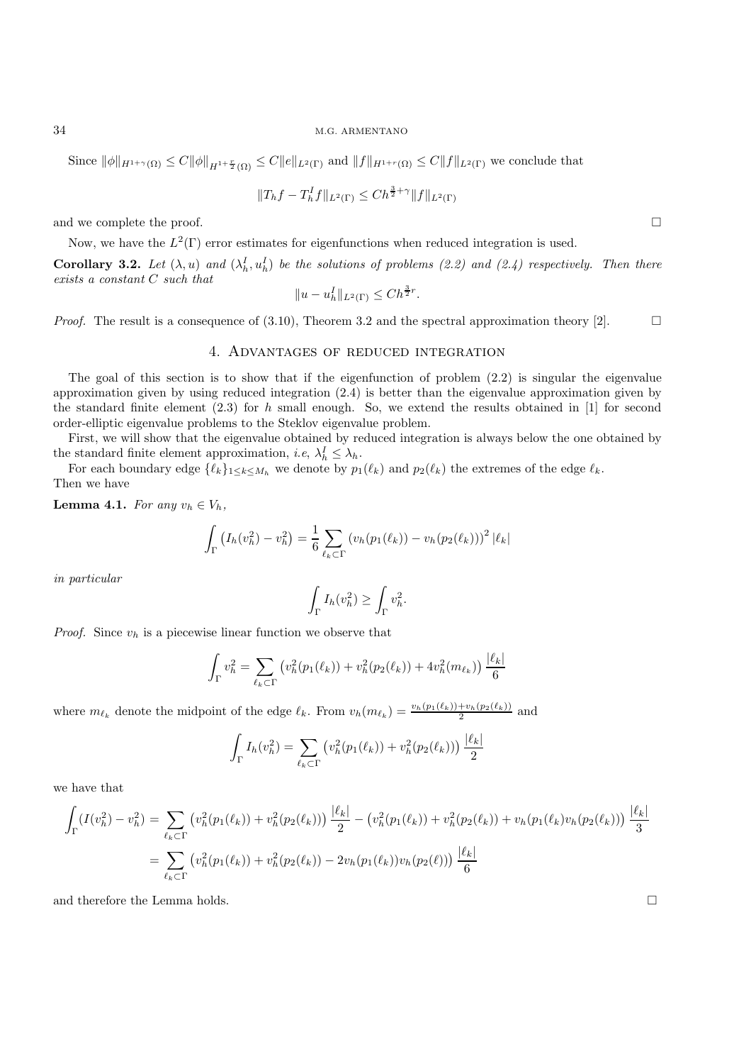Since $\|\phi\|_{H^{1+\gamma}(\Omega)} \le C\|\phi\|_{H^{1+\frac{r}{2}}(\Omega)} \le C\|e\|_{L^2(\Gamma)}$ and $\|f\|_{H^{1+r}(\Omega)} \le C\|f\|_{L^2(\Gamma)}$ we conclude that

$$\|T_h f - T_h^I f\|_{L^2(\Gamma)} \le Ch^{\frac{3}{2}+\gamma}\|f\|_{L^2(\Gamma)}$$

and we complete the proof. □

Now, we have the $L^2(\Gamma)$ error estimates for eigenfunctions when reduced integration is used.

**Corollary 3.2.** *Let $(\lambda, u)$ and $(\lambda_h^I, u_h^I)$ be the solutions of problems (2.2) and (2.4) respectively. Then there exists a constant $C$ such that*

$$\|u - u_h^I\|_{L^2(\Gamma)} \le Ch^{\frac{3}{2}r}.$$

*Proof.* The result is a consequence of (3.10), Theorem 3.2 and the spectral approximation theory [2]. □

## 4. Advantages of reduced integration

The goal of this section is to show that if the eigenfunction of problem (2.2) is singular the eigenvalue approximation given by using reduced integration (2.4) is better than the eigenvalue approximation given by the standard finite element (2.3) for $h$ small enough. So, we extend the results obtained in [1] for second order-elliptic eigenvalue problems to the Steklov eigenvalue problem.

First, we will show that the eigenvalue obtained by reduced integration is always below the one obtained by the standard finite element approximation, *i.e*, $\lambda_h^I \le \lambda_h$.

For each boundary edge $\{\ell_k\}_{1\le k\le M_h}$ we denote by $p_1(\ell_k)$ and $p_2(\ell_k)$ the extremes of the edge $\ell_k$. Then we have

**Lemma 4.1.** *For any $v_h \in V_h$,*

$$\int_\Gamma \left(I_h(v_h^2) - v_h^2\right) = \frac{1}{6}\sum_{\ell_k\subset\Gamma} \left(v_h(p_1(\ell_k)) - v_h(p_2(\ell_k))\right)^2 |\ell_k|$$

*in particular*

$$\int_\Gamma I_h(v_h^2) \ge \int_\Gamma v_h^2.$$

*Proof.* Since $v_h$ is a piecewise linear function we observe that

$$\int_\Gamma v_h^2 = \sum_{\ell_k\subset\Gamma} \left(v_h^2(p_1(\ell_k)) + v_h^2(p_2(\ell_k)) + 4v_h^2(m_{\ell_k})\right)\frac{|\ell_k|}{6}$$

where $m_{\ell_k}$ denote the midpoint of the edge $\ell_k$. From $v_h(m_{\ell_k}) = \frac{v_h(p_1(\ell_k))+v_h(p_2(\ell_k))}{2}$ and

$$\int_\Gamma I_h(v_h^2) = \sum_{\ell_k\subset\Gamma} \left(v_h^2(p_1(\ell_k)) + v_h^2(p_2(\ell_k))\right)\frac{|\ell_k|}{2}$$

we have that

$$\begin{aligned}
\int_\Gamma (I(v_h^2) - v_h^2) &= \sum_{\ell_k\subset\Gamma} \left(v_h^2(p_1(\ell_k)) + v_h^2(p_2(\ell_k))\right)\frac{|\ell_k|}{2} - \left(v_h^2(p_1(\ell_k)) + v_h^2(p_2(\ell_k)) + v_h(p_1(\ell_k)v_h(p_2(\ell_k))\right)\frac{|\ell_k|}{3} \\
&= \sum_{\ell_k\subset\Gamma} \left(v_h^2(p_1(\ell_k)) + v_h^2(p_2(\ell_k)) - 2v_h(p_1(\ell_k))v_h(p_2(\ell))\right)\frac{|\ell_k|}{6}
\end{aligned}$$

and therefore the Lemma holds. □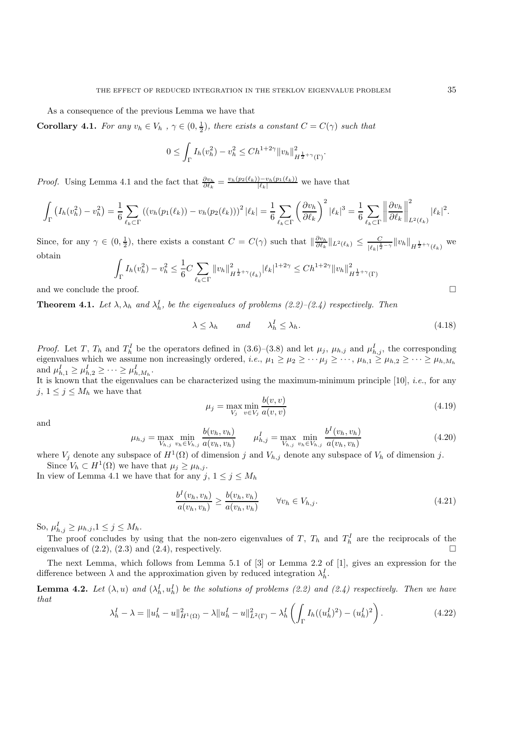As a consequence of the previous Lemma we have that

**Corollary 4.1.** *For any $v_h \in V_h$ , $\gamma \in (0, \frac{1}{2})$, there exists a constant $C = C(\gamma)$ such that*

$$0 \leq \int_\Gamma I_h(v_h^2) - v_h^2 \leq Ch^{1+2\gamma} \|v_h\|^2_{H^{\frac{1}{2}+\gamma}(\Gamma)}.$$

*Proof.* Using Lemma 4.1 and the fact that $\frac{\partial v_h}{\partial \ell_k} = \frac{v_h(p_2(\ell_k)) - v_h(p_1(\ell_k))}{|\ell_k|}$ we have that

$$\int_\Gamma \left(I_h(v_h^2) - v_h^2\right) = \frac{1}{6} \sum_{\ell_k \subset \Gamma} \left((v_h(p_1(\ell_k)) - v_h(p_2(\ell_k))\right)^2 |\ell_k| = \frac{1}{6} \sum_{\ell_k \subset \Gamma} \left(\frac{\partial v_h}{\partial \ell_k}\right)^2 |\ell_k|^3 = \frac{1}{6} \sum_{\ell_k \subset \Gamma} \left\| \frac{\partial v_h}{\partial \ell_k} \right\|^2_{L^2(\ell_k)} |\ell_k|^2.$$

Since, for any $\gamma \in (0, \frac{1}{2})$, there exists a constant $C = C(\gamma)$ such that $\|\frac{\partial v_h}{\partial \ell_k}\|_{L^2(\ell_k)} \leq \frac{C}{|\ell_k|^{\frac{1}{2}-\gamma}} \|v_h\|_{H^{\frac{1}{2}+\gamma}(\ell_k)}$ we obtain

$$\int_\Gamma I_h(v_h^2) - v_h^2 \leq \frac{1}{6} C \sum_{\ell_k \subset \Gamma} \|v_h\|^2_{H^{\frac{1}{2}+\gamma}(\ell_k)} |\ell_k|^{1+2\gamma} \leq Ch^{1+2\gamma} \|v_h\|^2_{H^{\frac{1}{2}+\gamma}(\Gamma)}$$

and we conclude the proof. □

**Theorem 4.1.** *Let $\lambda, \lambda_h$ and $\lambda_h^I$, be the eigenvalues of problems (2.2)–(2.4) respectively. Then*

$$\lambda \leq \lambda_h \qquad and \qquad \lambda_h^I \leq \lambda_h. \tag{4.18}$$

*Proof.* Let $T$, $T_h$ and $T_h^I$ be the operators defined in (3.6)–(3.8) and let $\mu_j$, $\mu_{h,j}$ and $\mu_{h,j}^I$, the corresponding eigenvalues which we assume non increasingly ordered, *i.e.*, $\mu_1 \geq \mu_2 \geq \cdots \mu_j \geq \cdots$, $\mu_{h,1} \geq \mu_{h,2} \geq \cdots \geq \mu_{h,M_h}$ and $\mu_{h,1}^I \geq \mu_{h,2}^I \geq \cdots \geq \mu_{h,M_h}^I$.
It is known that the eigenvalues can be characterized using the maximum-minimum principle [10], *i.e.*, for any $j$, $1 \leq j \leq M_h$ we have that

$$\mu_j = \max_{V_j} \min_{v \in V_j} \frac{b(v, v)}{a(v, v)} \tag{4.19}$$

and

$$\mu_{h,j} = \max_{V_{h,j}} \min_{v_h \in V_{h,j}} \frac{b(v_h, v_h)}{a(v_h, v_h)} \qquad \mu_{h,j}^I = \max_{V_{h,j}} \min_{v_h \in V_{h,j}} \frac{b^I(v_h, v_h)}{a(v_h, v_h)} \tag{4.20}$$

where $V_j$ denote any subspace of $H^1(\Omega)$ of dimension $j$ and $V_{h,j}$ denote any subspace of $V_h$ of dimension $j$.

Since $V_h \subset H^1(\Omega)$ we have that $\mu_j \geq \mu_{h,j}$.
In view of Lemma 4.1 we have that for any $j$, $1 \leq j \leq M_h$

$$\frac{b^I(v_h, v_h)}{a(v_h, v_h)} \geq \frac{b(v_h, v_h)}{a(v_h, v_h)} \qquad \forall v_h \in V_{h,j}. \tag{4.21}$$

So, $\mu_{h,j}^I \geq \mu_{h,j}$, $1 \leq j \leq M_h$.

The proof concludes by using that the non-zero eigenvalues of $T$, $T_h$ and $T_h^I$ are the reciprocals of the eigenvalues of (2.2), (2.3) and (2.4), respectively. □

The next Lemma, which follows from Lemma 5.1 of [3] or Lemma 2.2 of [1], gives an expression for the difference between $\lambda$ and the approximation given by reduced integration $\lambda_h^I$.

**Lemma 4.2.** *Let $(\lambda, u)$ and $(\lambda_h^I, u_h^I)$ be the solutions of problems (2.2) and (2.4) respectively. Then we have that*

$$\lambda_h^I - \lambda = \|u_h^I - u\|^2_{H^1(\Omega)} - \lambda \|u_h^I - u\|^2_{L^2(\Gamma)} - \lambda_h^I \left(\int_\Gamma I_h((u_h^I)^2) - (u_h^I)^2\right). \tag{4.22}$$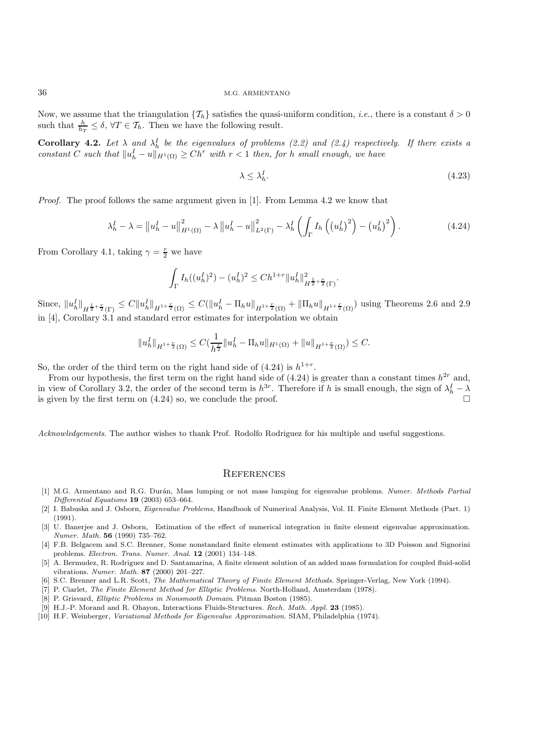Now, we assume that the triangulation $\{\mathcal{T}_h\}$ satisfies the quasi-uniform condition, *i.e.*, there is a constant $\delta > 0$ such that $\frac{h}{h_T} \leq \delta$, $\forall T \in \mathcal{T}_h$. Then we have the following result.

**Corollary 4.2.** *Let $\lambda$ and $\lambda_h^I$ be the eigenvalues of problems (2.2) and (2.4) respectively. If there exists a constant $C$ such that $\|u_h^I - u\|_{H^1(\Omega)} \geq Ch^r$ with $r < 1$ then, for $h$ small enough, we have*

$$\lambda \leq \lambda_h^I. \tag{4.23}$$

*Proof.* The proof follows the same argument given in [1]. From Lemma 4.2 we know that

$$\lambda_h^I - \lambda = \left\|u_h^I - u\right\|_{H^1(\Omega)}^2 - \lambda \left\|u_h^I - u\right\|_{L^2(\Gamma)}^2 - \lambda_h^I \left( \int_\Gamma I_h \left( \left(u_h^I\right)^2 \right) - \left(u_h^I\right)^2 \right). \tag{4.24}$$

From Corollary 4.1, taking $\gamma = \frac{r}{2}$ we have

$$\int_\Gamma I_h((u_h^I)^2) - (u_h^I)^2 \leq Ch^{1+r} \|u_h^I\|_{H^{\frac{1}{2}+\frac{r}{2}}(\Gamma)}^2.$$

Since, $\|u_h^I\|_{H^{\frac{1}{2}+\frac{r}{2}}(\Gamma)} \leq C\|u_h^I\|_{H^{1+\frac{r}{2}}(\Omega)} \leq C(\|u_h^I - \Pi_h u\|_{H^{1+\frac{r}{2}}(\Omega)} + \|\Pi_h u\|_{H^{1+\frac{r}{2}}(\Omega)})$ using Theorems 2.6 and 2.9 in [4], Corollary 3.1 and standard error estimates for interpolation we obtain

$$\|u_h^I\|_{H^{1+\frac{r}{2}}(\Omega)} \leq C(\frac{1}{h^{\frac{r}{2}}}\|u_h^I - \Pi_h u\|_{H^1(\Omega)} + \|u\|_{H^{1+\frac{r}{2}}(\Omega)}) \leq C.$$

So, the order of the third term on the right hand side of (4.24) is $h^{1+r}$.

From our hypothesis, the first term on the right hand side of (4.24) is greater than a constant times $h^{2r}$ and, in view of Corollary 3.2, the order of the second term is $h^{3r}$. Therefore if $h$ is small enough, the sign of $\lambda_h^I - \lambda$ is given by the first term on (4.24) so, we conclude the proof. □

*Acknowledgements*. The author wishes to thank Prof. Rodolfo Rodriguez for his multiple and useful suggestions.

## References

[1] M.G. Armentano and R.G. Durán, Mass lumping or not mass lumping for eigenvalue problems. *Numer. Methods Partial Differential Equations* **19** (2003) 653–664.

[2] I. Babuska and J. Osborn, *Eigenvalue Problems*, Handbook of Numerical Analysis, Vol. II. Finite Element Methods (Part. 1) (1991).

[3] U. Banerjee and J. Osborn, Estimation of the effect of numerical integration in finite element eigenvalue approximation. *Numer. Math.* **56** (1990) 735–762.

[4] F.B. Belgacem and S.C. Brenner, Some nonstandard finite element estimates with applications to 3D Poisson and Signorini problems. *Electron. Trans. Numer. Anal.* **12** (2001) 134–148.

[5] A. Bermudez, R. Rodriguez and D. Santamarina, A finite element solution of an added mass formulation for coupled fluid-solid vibrations. *Numer. Math.* **87** (2000) 201–227.

[6] S.C. Brenner and L.R. Scott, *The Mathematical Theory of Finite Element Methods*. Springer-Verlag, New York (1994).

[7] P. Ciarlet, *The Finite Element Method for Elliptic Problems*. North-Holland, Amsterdam (1978).

[8] P. Grisvard, *Elliptic Problems in Nonsmooth Domain*. Pitman Boston (1985).

[9] H.J.-P. Morand and R. Ohayon, Interactions Fluids-Structures. *Rech. Math. Appl.* **23** (1985).

[10] H.F. Weinberger, *Variational Methods for Eigenvalue Approximation*. SIAM, Philadelphia (1974).